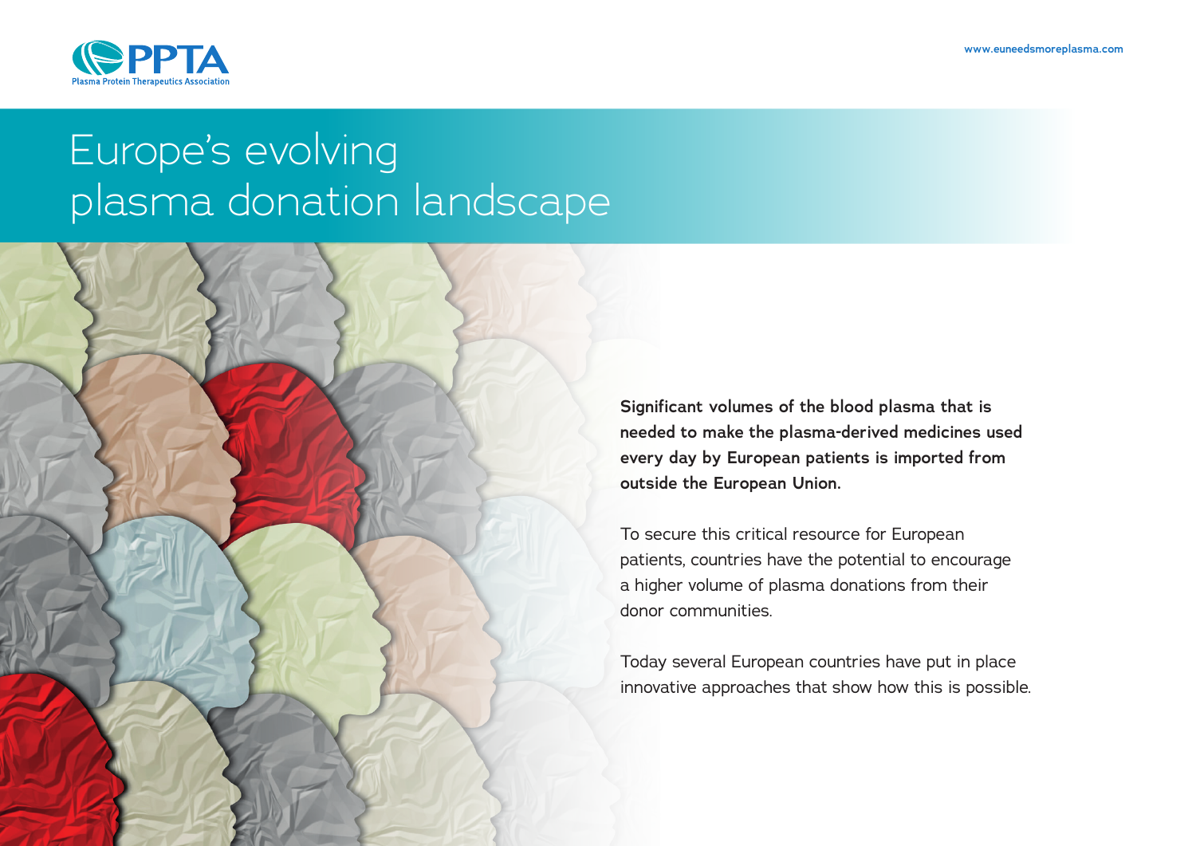# Europe's evolving plasma donation landscape

**Significant volumes of the blood plasma that is needed to make the plasma-derived medicines used every day by European patients is imported from outside the European Union.**

To secure this critical resource for European patients, countries have the potential to encourage a higher volume of plasma donations from their donor communities.

Today several European countries have put in place innovative approaches that show how this is possible.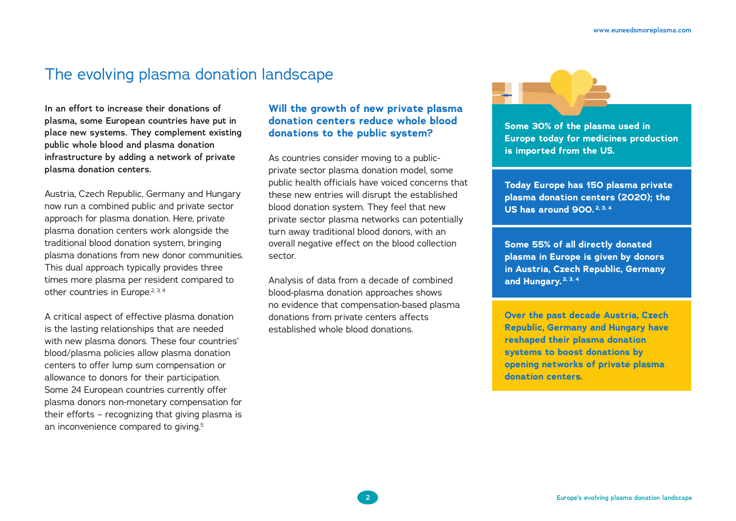# The evolving plasma donation landscape

**In an effort to increase their donations of plasma, some European countries have put in place new systems. They complement existing public whole blood and plasma donation infrastructure by adding a network of private plasma donation centers.**

Austria, Czech Republic, Germany and Hungary now run a combined public and private sector approach for plasma donation. Here, private plasma donation centers work alongside the traditional blood donation system, bringing plasma donations from new donor communities. This dual approach typically provides three times more plasma per resident compared to other countries in Europe.[2, 3, 4]

A critical aspect of effective plasma donation is the lasting relationships that are needed with new plasma donors. These four countries' blood/plasma policies allow plasma donation centers to offer lump sum compensation or allowance to donors for their participation. Some 24 European countries currently offer plasma donors non-monetary compensation for their efforts – recognizing that giving plasma is an inconvenience compared to giving.[5]

## Will the growth of new private plasma donation centers reduce whole blood donations to the public system?

As countries consider moving to a public-private sector plasma donation model, some public health officials have voiced concerns that these new entries will disrupt the established blood donation system. They feel that new private sector plasma networks can potentially turn away traditional blood donors, with an overall negative effect on the blood collection sector.

Analysis of data from a decade of combined blood-plasma donation approaches shows no evidence that compensation-based plasma donations from private centers affects established whole blood donations.

**Some 30% of the plasma used in Europe today for medicines production is imported from the US.**

**Today Europe has 150 plasma private plasma donation centers (2020); the US has around 900.**[2, 3, 4]

**Some 55% of all directly donated plasma in Europe is given by donors in Austria, Czech Republic, Germany and Hungary.**[2, 3, 4]

**Over the past decade Austria, Czech Republic, Germany and Hungary have reshaped their plasma donation systems to boost donations by opening networks of private plasma donation centers.**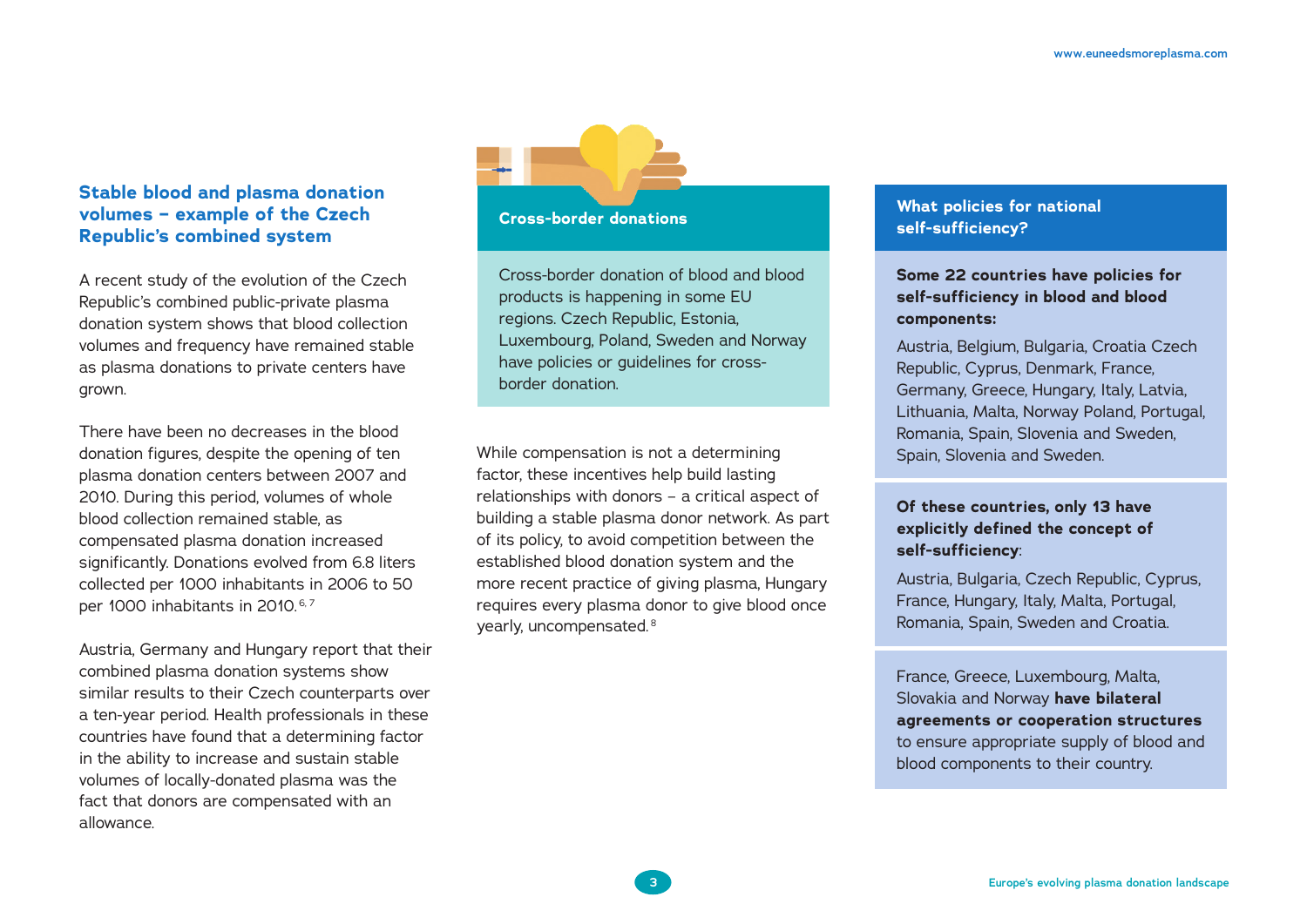## Stable blood and plasma donation volumes – example of the Czech Republic's combined system

A recent study of the evolution of the Czech Republic's combined public-private plasma donation system shows that blood collection volumes and frequency have remained stable as plasma donations to private centers have grown.

There have been no decreases in the blood donation figures, despite the opening of ten plasma donation centers between 2007 and 2010. During this period, volumes of whole blood collection remained stable, as compensated plasma donation increased significantly. Donations evolved from 6.8 liters collected per 1000 inhabitants in 2006 to 50 per 1000 inhabitants in 2010.[6, 7]

Austria, Germany and Hungary report that their combined plasma donation systems show similar results to their Czech counterparts over a ten-year period. Health professionals in these countries have found that a determining factor in the ability to increase and sustain stable volumes of locally-donated plasma was the fact that donors are compensated with an allowance.

### Cross-border donations

Cross-border donation of blood and blood products is happening in some EU regions. Czech Republic, Estonia, Luxembourg, Poland, Sweden and Norway have policies or guidelines for cross-border donation.

While compensation is not a determining factor, these incentives help build lasting relationships with donors – a critical aspect of building a stable plasma donor network. As part of its policy, to avoid competition between the established blood donation system and the more recent practice of giving plasma, Hungary requires every plasma donor to give blood once yearly, uncompensated.[8]

### What policies for national self-sufficiency?

**Some 22 countries have policies for self-sufficiency in blood and blood components:**

Austria, Belgium, Bulgaria, Croatia Czech Republic, Cyprus, Denmark, France, Germany, Greece, Hungary, Italy, Latvia, Lithuania, Malta, Norway Poland, Portugal, Romania, Spain, Slovenia and Sweden, Spain, Slovenia and Sweden.

**Of these countries, only 13 have explicitly defined the concept of self-sufficiency**:

Austria, Bulgaria, Czech Republic, Cyprus, France, Hungary, Italy, Malta, Portugal, Romania, Spain, Sweden and Croatia.

France, Greece, Luxembourg, Malta, Slovakia and Norway **have bilateral agreements or cooperation structures** to ensure appropriate supply of blood and blood components to their country.